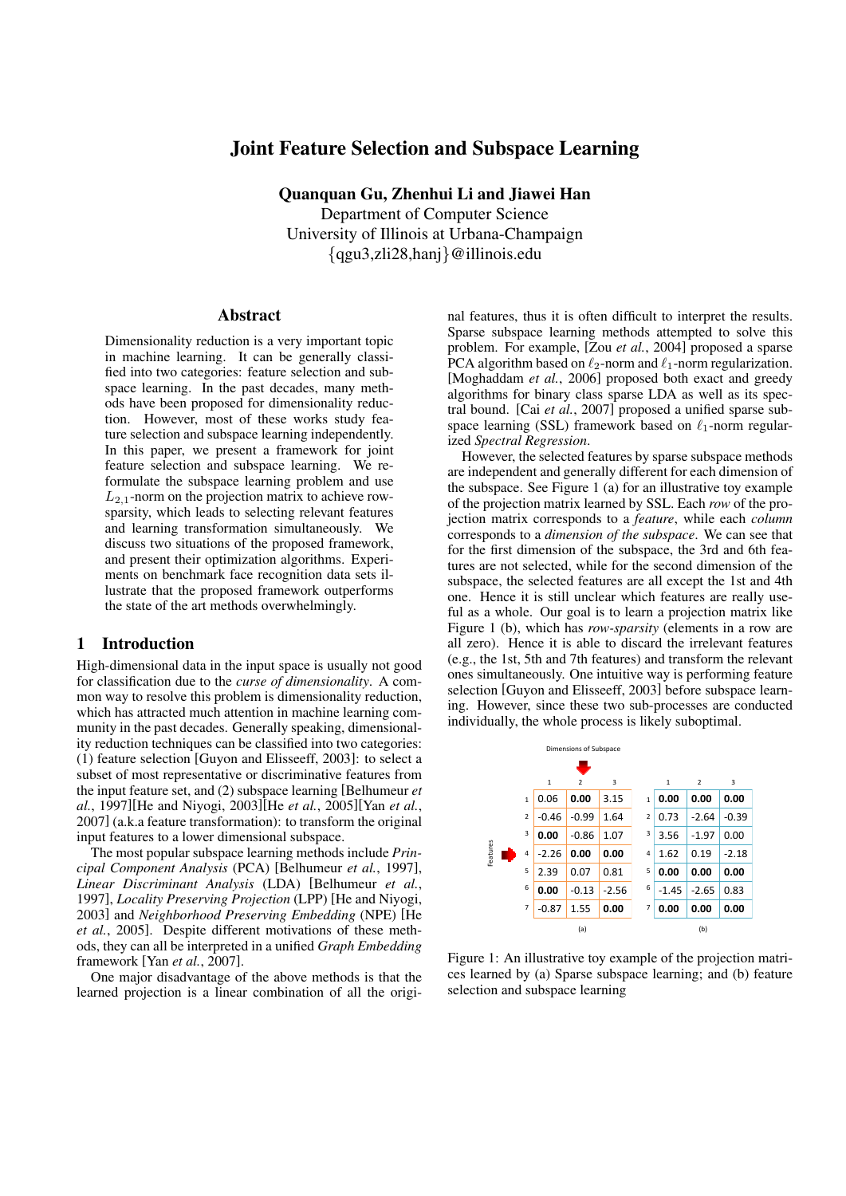# Joint Feature Selection and Subspace Learning

**Quanquan Gu, Zhenhui Li and Jiawei Han**
Department of Computer Science
University of Illinois at Urbana-Champaign
{qgu3,zli28,hanj}@illinois.edu

## Abstract

Dimensionality reduction is a very important topic in machine learning. It can be generally classified into two categories: feature selection and subspace learning. In the past decades, many methods have been proposed for dimensionality reduction. However, most of these works study feature selection and subspace learning independently. In this paper, we present a framework for joint feature selection and subspace learning. We reformulate the subspace learning problem and use $L_{2,1}$-norm on the projection matrix to achieve row-sparsity, which leads to selecting relevant features and learning transformation simultaneously. We discuss two situations of the proposed framework, and present their optimization algorithms. Experiments on benchmark face recognition data sets illustrate that the proposed framework outperforms the state of the art methods overwhelmingly.

## 1 Introduction

High-dimensional data in the input space is usually not good for classification due to the *curse of dimensionality*. A common way to resolve this problem is dimensionality reduction, which has attracted much attention in machine learning community in the past decades. Generally speaking, dimensionality reduction techniques can be classified into two categories: (1) feature selection [Guyon and Elisseeff, 2003]: to select a subset of most representative or discriminative features from the input feature set, and (2) subspace learning [Belhumeur *et al.*, 1997][He and Niyogi, 2003][He *et al.*, 2005][Yan *et al.*, 2007] (a.k.a feature transformation): to transform the original input features to a lower dimensional subspace.

The most popular subspace learning methods include *Principal Component Analysis* (PCA) [Belhumeur *et al.*, 1997], *Linear Discriminant Analysis* (LDA) [Belhumeur *et al.*, 1997], *Locality Preserving Projection* (LPP) [He and Niyogi, 2003] and *Neighborhood Preserving Embedding* (NPE) [He *et al.*, 2005]. Despite different motivations of these methods, they can all be interpreted in a unified *Graph Embedding* framework [Yan *et al.*, 2007].

One major disadvantage of the above methods is that the learned projection is a linear combination of all the original features, thus it is often difficult to interpret the results. Sparse subspace learning methods attempted to solve this problem. For example, [Zou *et al.*, 2004] proposed a sparse PCA algorithm based on $\ell_2$-norm and $\ell_1$-norm regularization. [Moghaddam *et al.*, 2006] proposed both exact and greedy algorithms for binary class sparse LDA as well as its spectral bound. [Cai *et al.*, 2007] proposed a unified sparse subspace learning (SSL) framework based on $\ell_1$-norm regularized *Spectral Regression*.

However, the selected features by sparse subspace methods are independent and generally different for each dimension of the subspace. See Figure 1 (a) for an illustrative toy example of the projection matrix learned by SSL. Each *row* of the projection matrix corresponds to a *feature*, while each *column* corresponds to a *dimension of the subspace*. We can see that for the first dimension of the subspace, the 3rd and 6th features are not selected, while for the second dimension of the subspace, the selected features are all except the 1st and 4th one. Hence it is still unclear which features are really useful as a whole. Our goal is to learn a projection matrix like Figure 1 (b), which has *row-sparsity* (elements in a row are all zero). Hence it is able to discard the irrelevant features (e.g., the 1st, 5th and 7th features) and transform the relevant ones simultaneously. One intuitive way is performing feature selection [Guyon and Elisseeff, 2003] before subspace learning. However, since these two sub-processes are conducted individually, the whole process is likely suboptimal.

(a)

| Features \ Dimensions of Subspace | 1 | 2 | 3 |
|---|---|---|---|
| 1 | 0.06 | **0.00** | 3.15 |
| 2 | -0.46 | -0.99 | 1.64 |
| 3 | **0.00** | -0.86 | 1.07 |
| 4 | -2.26 | **0.00** | **0.00** |
| 5 | 2.39 | 0.07 | 0.81 |
| 6 | **0.00** | -0.13 | -2.56 |
| 7 | -0.87 | 1.55 | **0.00** |

(b)

| Features \ Dimensions of Subspace | 1 | 2 | 3 |
|---|---|---|---|
| 1 | **0.00** | **0.00** | **0.00** |
| 2 | 0.73 | -2.64 | -0.39 |
| 3 | 3.56 | -1.97 | 0.00 |
| 4 | 1.62 | 0.19 | -2.18 |
| 5 | **0.00** | **0.00** | **0.00** |
| 6 | -1.45 | -2.65 | 0.83 |
| 7 | **0.00** | **0.00** | **0.00** |

Figure 1: An illustrative toy example of the projection matrices learned by (a) Sparse subspace learning; and (b) feature selection and subspace learning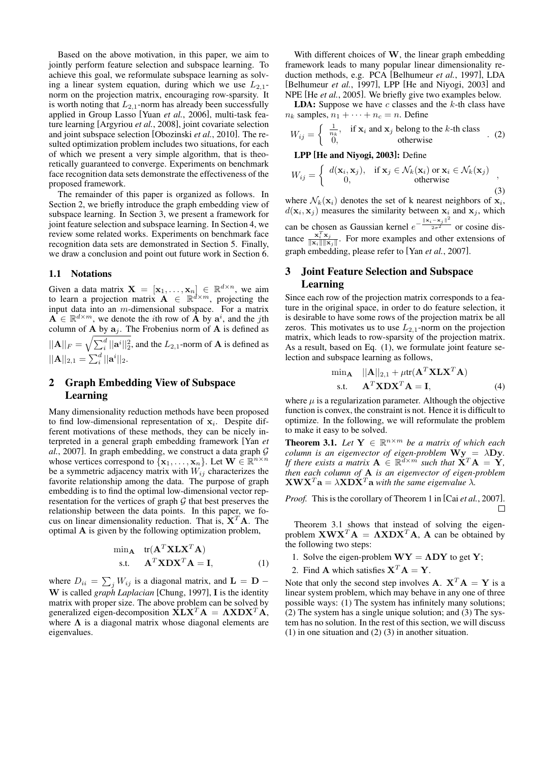Based on the above motivation, in this paper, we aim to jointly perform feature selection and subspace learning. To achieve this goal, we reformulate subspace learning as solving a linear system equation, during which we use $L_{2,1}$-norm on the projection matrix, encouraging row-sparsity. It is worth noting that $L_{2,1}$-norm has already been successfully applied in Group Lasso [Yuan *et al.*, 2006], multi-task feature learning [Argyriou *et al.*, 2008], joint covariate selection and joint subspace selection [Obozinski *et al.*, 2010]. The resulted optimization problem includes two situations, for each of which we present a very simple algorithm, that is theoretically guaranteed to converge. Experiments on benchmark face recognition data sets demonstrate the effectiveness of the proposed framework.

The remainder of this paper is organized as follows. In Section 2, we briefly introduce the graph embedding view of subspace learning. In Section 3, we present a framework for joint feature selection and subspace learning. In Section 4, we review some related works. Experiments on benchmark face recognition data sets are demonstrated in Section 5. Finally, we draw a conclusion and point out future work in Section 6.

### 1.1 Notations

Given a data matrix $\mathbf{X} = [\mathbf{x}_1, \ldots, \mathbf{x}_n] \in \mathbb{R}^{d \times n}$, we aim to learn a projection matrix $\mathbf{A} \in \mathbb{R}^{d \times m}$, projecting the input data into an $m$-dimensional subspace. For a matrix $\mathbf{A} \in \mathbb{R}^{d \times m}$, we denote the $i$th row of $\mathbf{A}$ by $\mathbf{a}^i$, and the $j$th column of $\mathbf{A}$ by $\mathbf{a}_j$. The Frobenius norm of $\mathbf{A}$ is defined as $||\mathbf{A}||_F = \sqrt{\sum_i^d ||\mathbf{a}^i||_2^2}$, and the $L_{2,1}$-norm of $\mathbf{A}$ is defined as $||\mathbf{A}||_{2,1} = \sum_i^d ||\mathbf{a}^i||_2$.

## 2 Graph Embedding View of Subspace Learning

Many dimensionality reduction methods have been proposed to find low-dimensional representation of $\mathbf{x}_i$. Despite different motivations of these methods, they can be nicely interpreted in a general graph embedding framework [Yan *et al.*, 2007]. In graph embedding, we construct a data graph $\mathcal{G}$ whose vertices correspond to $\{\mathbf{x}_1, \ldots, \mathbf{x}_n\}$. Let $\mathbf{W} \in \mathbb{R}^{n \times n}$ be a symmetric adjacency matrix with $W_{ij}$ characterizes the favorite relationship among the data. The purpose of graph embedding is to find the optimal low-dimensional vector representation for the vertices of graph $\mathcal{G}$ that best preserves the relationship between the data points. In this paper, we focus on linear dimensionality reduction. That is, $\mathbf{X}^T\mathbf{A}$. The optimal $\mathbf{A}$ is given by the following optimization problem,

$$\begin{aligned} \min_{\mathbf{A}} \quad & \text{tr}(\mathbf{A}^T\mathbf{X}\mathbf{L}\mathbf{X}^T\mathbf{A}) \\ \text{s.t.} \quad & \mathbf{A}^T\mathbf{X}\mathbf{D}\mathbf{X}^T\mathbf{A} = \mathbf{I}, \end{aligned} \tag{1}$$

where $D_{ii} = \sum_j W_{ij}$ is a diagonal matrix, and $\mathbf{L} = \mathbf{D} - \mathbf{W}$ is called *graph Laplacian* [Chung, 1997], $\mathbf{I}$ is the identity matrix with proper size. The above problem can be solved by generalized eigen-decomposition $\mathbf{X}\mathbf{L}\mathbf{X}^T\mathbf{A} = \mathbf{\Lambda}\mathbf{X}\mathbf{D}\mathbf{X}^T\mathbf{A}$, where $\mathbf{\Lambda}$ is a diagonal matrix whose diagonal elements are eigenvalues.

With different choices of $\mathbf{W}$, the linear graph embedding framework leads to many popular linear dimensionality reduction methods, e.g. PCA [Belhumeur *et al.*, 1997], LDA [Belhumeur *et al.*, 1997], LPP [He and Niyogi, 2003] and NPE [He *et al.*, 2005]. We briefly give two examples below.

**LDA:** Suppose we have $c$ classes and the $k$-th class have $n_k$ samples, $n_1 + \cdots + n_c = n$. Define

$$W_{ij} = \begin{cases} \frac{1}{n_k}, & \text{if } \mathbf{x}_i \text{ and } \mathbf{x}_j \text{ belong to the } k\text{-th class} \\ 0, & \text{otherwise} \end{cases}. \tag{2}$$

**LPP [He and Niyogi, 2003]:** Define

$$W_{ij} = \begin{cases} d(\mathbf{x}_i, \mathbf{x}_j), & \text{if } \mathbf{x}_j \in \mathcal{N}_k(\mathbf{x}_i) \text{ or } \mathbf{x}_i \in \mathcal{N}_k(\mathbf{x}_j) \\ 0, & \text{otherwise} \end{cases}, \tag{3}$$

where $\mathcal{N}_k(\mathbf{x}_i)$ denotes the set of k nearest neighbors of $\mathbf{x}_i$, $d(\mathbf{x}_i, \mathbf{x}_j)$ measures the similarity between $\mathbf{x}_i$ and $\mathbf{x}_j$, which can be chosen as Gaussian kernel $e^{-\frac{\|\mathbf{x}_i - \mathbf{x}_j\|^2}{2\sigma^2}}$ or cosine distance $\frac{\mathbf{x}_i^T\mathbf{x}_j}{\|\mathbf{x}_i\|\|\mathbf{x}_j\|}$. For more examples and other extensions of graph embedding, please refer to [Yan *et al.*, 2007].

## 3 Joint Feature Selection and Subspace Learning

Since each row of the projection matrix corresponds to a feature in the original space, in order to do feature selection, it is desirable to have some rows of the projection matrix be all zeros. This motivates us to use $L_{2,1}$-norm on the projection matrix, which leads to row-sparsity of the projection matrix. As a result, based on Eq. (1), we formulate joint feature selection and subspace learning as follows,

$$\begin{aligned} \min_{\mathbf{A}} \quad & ||\mathbf{A}||_{2,1} + \mu \text{tr}(\mathbf{A}^T\mathbf{X}\mathbf{L}\mathbf{X}^T\mathbf{A}) \\ \text{s.t.} \quad & \mathbf{A}^T\mathbf{X}\mathbf{D}\mathbf{X}^T\mathbf{A} = \mathbf{I}, \end{aligned} \tag{4}$$

where $\mu$ is a regularization parameter. Although the objective function is convex, the constraint is not. Hence it is difficult to optimize. In the following, we will reformulate the problem to make it easy to be solved.

**Theorem 3.1.** *Let $\mathbf{Y} \in \mathbb{R}^{n \times m}$ be a matrix of which each column is an eigenvector of eigen-problem $\mathbf{W}\mathbf{y} = \lambda\mathbf{D}\mathbf{y}$. If there exists a matrix $\mathbf{A} \in \mathbb{R}^{d \times m}$ such that $\mathbf{X}^T\mathbf{A} = \mathbf{Y}$, then each column of $\mathbf{A}$ is an eigenvector of eigen-problem $\mathbf{X}\mathbf{W}\mathbf{X}^T\mathbf{a} = \lambda\mathbf{X}\mathbf{D}\mathbf{X}^T\mathbf{a}$ with the same eigenvalue $\lambda$.*

*Proof.* This is the corollary of Theorem 1 in [Cai *et al.*, 2007]. □

Theorem 3.1 shows that instead of solving the eigen-problem $\mathbf{X}\mathbf{W}\mathbf{X}^T\mathbf{A} = \mathbf{\Lambda}\mathbf{X}\mathbf{D}\mathbf{X}^T\mathbf{A}$, $\mathbf{A}$ can be obtained by the following two steps:

1. Solve the eigen-problem $\mathbf{W}\mathbf{Y} = \mathbf{\Lambda}\mathbf{D}\mathbf{Y}$ to get $\mathbf{Y}$;
2. Find $\mathbf{A}$ which satisfies $\mathbf{X}^T\mathbf{A} = \mathbf{Y}$.

Note that only the second step involves $\mathbf{A}$. $\mathbf{X}^T\mathbf{A} = \mathbf{Y}$ is a linear system problem, which may behave in any one of three possible ways: (1) The system has infinitely many solutions; (2) The system has a single unique solution; and (3) The system has no solution. In the rest of this section, we will discuss (1) in one situation and (2) (3) in another situation.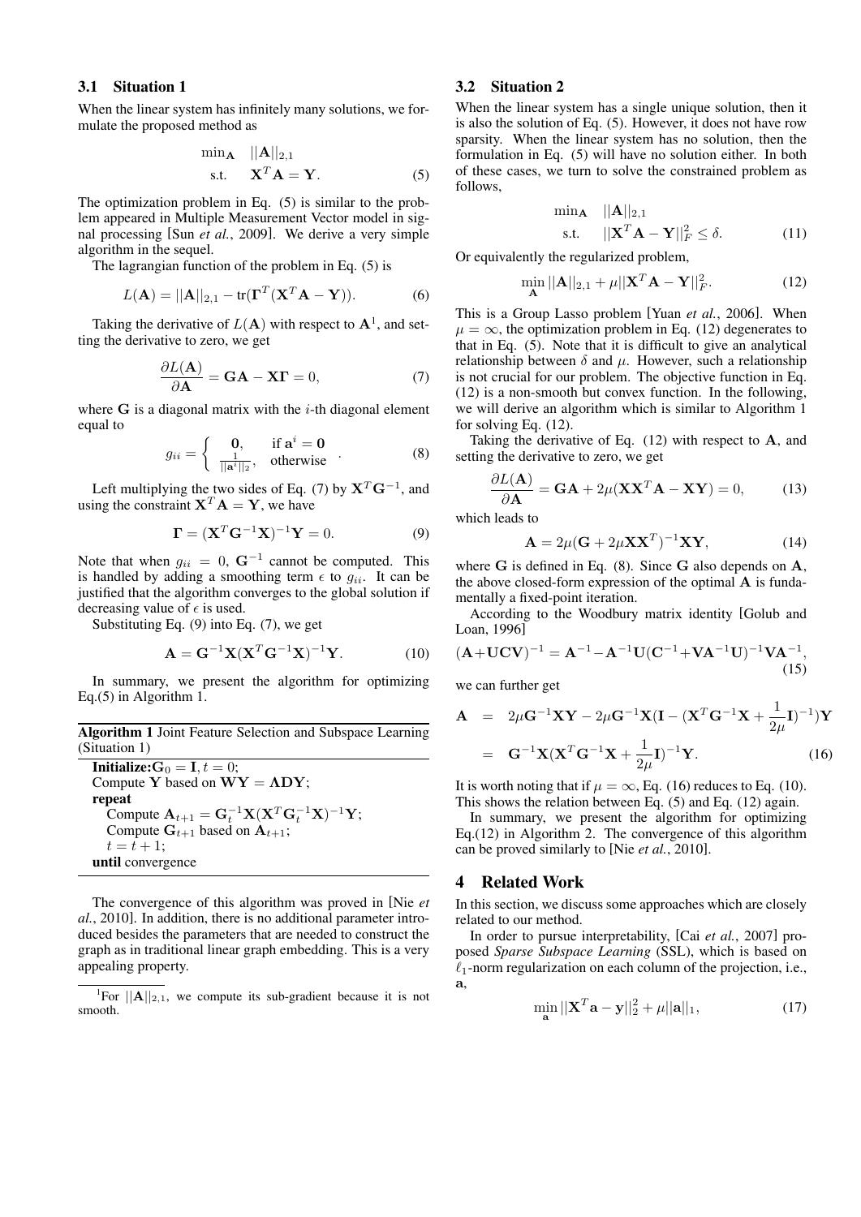### 3.1 Situation 1

When the linear system has infinitely many solutions, we formulate the proposed method as

$$\begin{aligned} \min_{\mathbf{A}} \quad & ||\mathbf{A}||_{2,1} \\ \text{s.t.} \quad & \mathbf{X}^T\mathbf{A} = \mathbf{Y}. \end{aligned} \tag{5}$$

The optimization problem in Eq. (5) is similar to the problem appeared in Multiple Measurement Vector model in signal processing [Sun *et al.*, 2009]. We derive a very simple algorithm in the sequel.

The lagrangian function of the problem in Eq. (5) is

$$L(\mathbf{A}) = ||\mathbf{A}||_{2,1} - \text{tr}(\mathbf{\Gamma}^T(\mathbf{X}^T\mathbf{A} - \mathbf{Y})). \tag{6}$$

Taking the derivative of $L(\mathbf{A})$ with respect to $\mathbf{A}$[1], and setting the derivative to zero, we get

$$\frac{\partial L(\mathbf{A})}{\partial \mathbf{A}} = \mathbf{G}\mathbf{A} - \mathbf{X}\mathbf{\Gamma} = 0, \tag{7}$$

where $\mathbf{G}$ is a diagonal matrix with the $i$-th diagonal element equal to

$$g_{ii} = \begin{cases} \mathbf{0}, & \text{if } \mathbf{a}^i = \mathbf{0} \\ \frac{1}{||\mathbf{a}^i||_2}, & \text{otherwise} \end{cases}. \tag{8}$$

Left multiplying the two sides of Eq. (7) by $\mathbf{X}^T\mathbf{G}^{-1}$, and using the constraint $\mathbf{X}^T\mathbf{A} = \mathbf{Y}$, we have

$$\mathbf{\Gamma} = (\mathbf{X}^T\mathbf{G}^{-1}\mathbf{X})^{-1}\mathbf{Y} = 0. \tag{9}$$

Note that when $g_{ii} = 0$, $\mathbf{G}^{-1}$ cannot be computed. This is handled by adding a smoothing term $\epsilon$ to $g_{ii}$. It can be justified that the algorithm converges to the global solution if decreasing value of $\epsilon$ is used.

Substituting Eq. (9) into Eq. (7), we get

$$\mathbf{A} = \mathbf{G}^{-1}\mathbf{X}(\mathbf{X}^T\mathbf{G}^{-1}\mathbf{X})^{-1}\mathbf{Y}. \tag{10}$$

In summary, we present the algorithm for optimizing Eq.(5) in Algorithm 1.

**Algorithm 1** Joint Feature Selection and Subspace Learning (Situation 1)

**Initialize:** $\mathbf{G}_0 = \mathbf{I}, t = 0$;
Compute $\mathbf{Y}$ based on $\mathbf{W}\mathbf{Y} = \mathbf{\Lambda}\mathbf{D}\mathbf{Y}$;
**repeat**
  Compute $\mathbf{A}_{t+1} = \mathbf{G}_t^{-1}\mathbf{X}(\mathbf{X}^T\mathbf{G}_t^{-1}\mathbf{X})^{-1}\mathbf{Y}$;
  Compute $\mathbf{G}_{t+1}$ based on $\mathbf{A}_{t+1}$;
  $t = t + 1$;
**until** convergence

The convergence of this algorithm was proved in [Nie *et al.*, 2010]. In addition, there is no additional parameter introduced besides the parameters that are needed to construct the graph as in traditional linear graph embedding. This is a very appealing property.

[1]For $||\mathbf{A}||_{2,1}$, we compute its sub-gradient because it is not smooth.

### 3.2 Situation 2

When the linear system has a single unique solution, then it is also the solution of Eq. (5). However, it does not have row sparsity. When the linear system has no solution, then the formulation in Eq. (5) will have no solution either. In both of these cases, we turn to solve the constrained problem as follows,

$$\begin{aligned} \min_{\mathbf{A}} \quad & ||\mathbf{A}||_{2,1} \\ \text{s.t.} \quad & ||\mathbf{X}^T\mathbf{A} - \mathbf{Y}||_F^2 \leq \delta. \end{aligned} \tag{11}$$

Or equivalently the regularized problem,

$$\min_{\mathbf{A}} ||\mathbf{A}||_{2,1} + \mu||\mathbf{X}^T\mathbf{A} - \mathbf{Y}||_F^2. \tag{12}$$

This is a Group Lasso problem [Yuan *et al.*, 2006]. When $\mu = \infty$, the optimization problem in Eq. (12) degenerates to that in Eq. (5). Note that it is difficult to give an analytical relationship between $\delta$ and $\mu$. However, such a relationship is not crucial for our problem. The objective function in Eq. (12) is a non-smooth but convex function. In the following, we will derive an algorithm which is similar to Algorithm 1 for solving Eq. (12).

Taking the derivative of Eq. (12) with respect to $\mathbf{A}$, and setting the derivative to zero, we get

$$\frac{\partial L(\mathbf{A})}{\partial \mathbf{A}} = \mathbf{G}\mathbf{A} + 2\mu(\mathbf{X}\mathbf{X}^T\mathbf{A} - \mathbf{X}\mathbf{Y}) = 0, \tag{13}$$

which leads to

$$\mathbf{A} = 2\mu(\mathbf{G} + 2\mu\mathbf{X}\mathbf{X}^T)^{-1}\mathbf{X}\mathbf{Y}, \tag{14}$$

where $\mathbf{G}$ is defined in Eq. (8). Since $\mathbf{G}$ also depends on $\mathbf{A}$, the above closed-form expression of the optimal $\mathbf{A}$ is fundamentally a fixed-point iteration.

According to the Woodbury matrix identity [Golub and Loan, 1996]

$$(\mathbf{A}+\mathbf{U}\mathbf{C}\mathbf{V})^{-1} = \mathbf{A}^{-1} - \mathbf{A}^{-1}\mathbf{U}(\mathbf{C}^{-1}+\mathbf{V}\mathbf{A}^{-1}\mathbf{U})^{-1}\mathbf{V}\mathbf{A}^{-1}, \tag{15}$$

we can further get

$$\begin{aligned} \mathbf{A} &= 2\mu\mathbf{G}^{-1}\mathbf{X}\mathbf{Y} - 2\mu\mathbf{G}^{-1}\mathbf{X}(\mathbf{I} - (\mathbf{X}^T\mathbf{G}^{-1}\mathbf{X} + \frac{1}{2\mu}\mathbf{I})^{-1})\mathbf{Y} \\ &= \mathbf{G}^{-1}\mathbf{X}(\mathbf{X}^T\mathbf{G}^{-1}\mathbf{X} + \frac{1}{2\mu}\mathbf{I})^{-1}\mathbf{Y}. \end{aligned} \tag{16}$$

It is worth noting that if $\mu = \infty$, Eq. (16) reduces to Eq. (10). This shows the relation between Eq. (5) and Eq. (12) again.

In summary, we present the algorithm for optimizing Eq.(12) in Algorithm 2. The convergence of this algorithm can be proved similarly to [Nie *et al.*, 2010].

## 4 Related Work

In this section, we discuss some approaches which are closely related to our method.

In order to pursue interpretability, [Cai *et al.*, 2007] proposed *Sparse Subspace Learning* (SSL), which is based on $\ell_1$-norm regularization on each column of the projection, i.e., $\mathbf{a}$,

$$\min_{\mathbf{a}} ||\mathbf{X}^T\mathbf{a} - \mathbf{y}||_2^2 + \mu||\mathbf{a}||_1, \tag{17}$$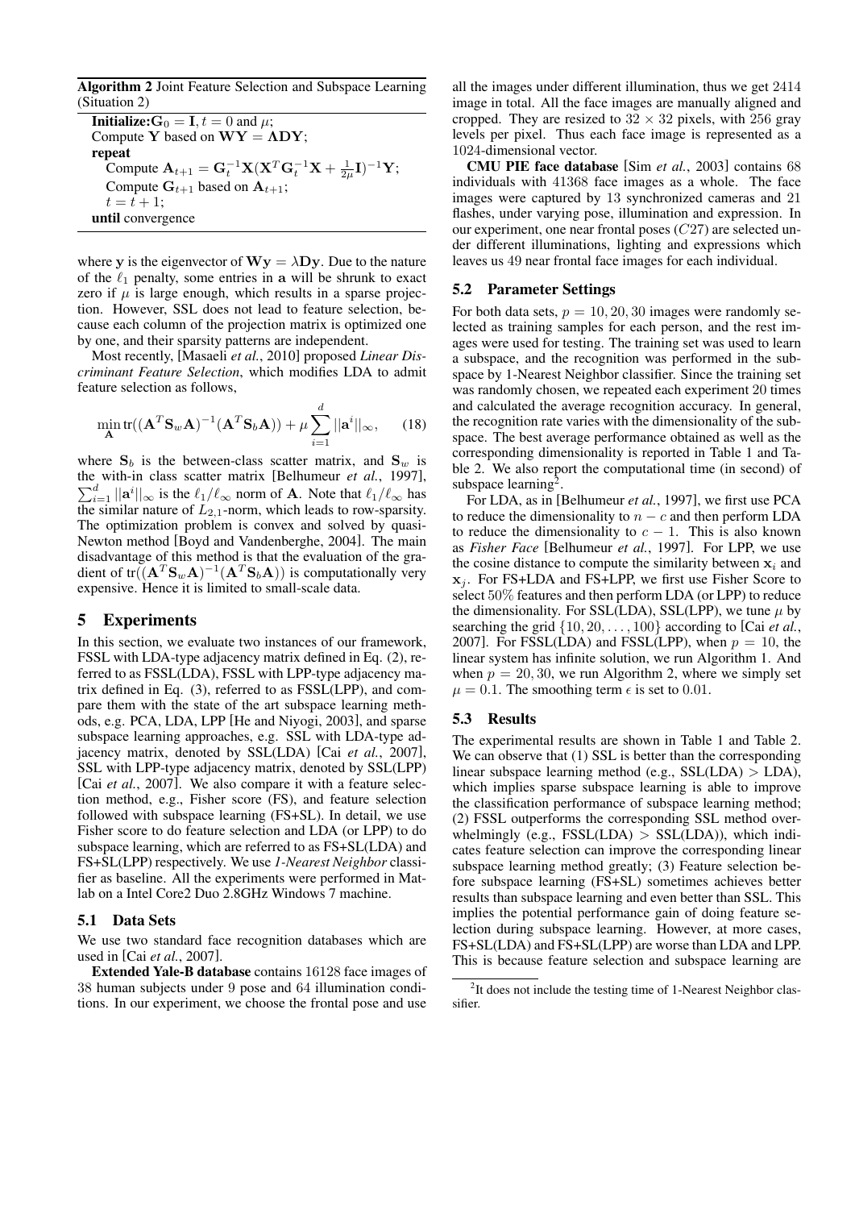**Algorithm 2** Joint Feature Selection and Subspace Learning (Situation 2)

**Initialize:** $\mathbf{G}_0 = \mathbf{I}, t = 0$ and $\mu$;
Compute $\mathbf{Y}$ based on $\mathbf{WY} = \mathbf{\Lambda DY}$;
**repeat**
  Compute $\mathbf{A}_{t+1} = \mathbf{G}_t^{-1}\mathbf{X}(\mathbf{X}^T\mathbf{G}_t^{-1}\mathbf{X} + \frac{1}{2\mu}\mathbf{I})^{-1}\mathbf{Y}$;
  Compute $\mathbf{G}_{t+1}$ based on $\mathbf{A}_{t+1}$;
  $t = t + 1$;
**until** convergence

where $\mathbf{y}$ is the eigenvector of $\mathbf{Wy} = \lambda\mathbf{Dy}$. Due to the nature of the $\ell_1$ penalty, some entries in $\mathbf{a}$ will be shrunk to exact zero if $\mu$ is large enough, which results in a sparse projection. However, SSL does not lead to feature selection, because each column of the projection matrix is optimized one by one, and their sparsity patterns are independent.

Most recently, [Masaeli *et al.*, 2010] proposed *Linear Discriminant Feature Selection*, which modifies LDA to admit feature selection as follows,

$$\min_{\mathbf{A}} \mathrm{tr}((\mathbf{A}^T\mathbf{S}_w\mathbf{A})^{-1}(\mathbf{A}^T\mathbf{S}_b\mathbf{A})) + \mu\sum_{i=1}^{d}||\mathbf{a}^i||_\infty, \tag{18}$$

where $\mathbf{S}_b$ is the between-class scatter matrix, and $\mathbf{S}_w$ is the with-in class scatter matrix [Belhumeur *et al.*, 1997], $\sum_{i=1}^{d}||\mathbf{a}^i||_\infty$ is the $\ell_1/\ell_\infty$ norm of $\mathbf{A}$. Note that $\ell_1/\ell_\infty$ has the similar nature of $L_{2,1}$-norm, which leads to row-sparsity. The optimization problem is convex and solved by quasi-Newton method [Boyd and Vandenberghe, 2004]. The main disadvantage of this method is that the evaluation of the gradient of $\mathrm{tr}((\mathbf{A}^T\mathbf{S}_w\mathbf{A})^{-1}(\mathbf{A}^T\mathbf{S}_b\mathbf{A}))$ is computationally very expensive. Hence it is limited to small-scale data.

# 5 Experiments

In this section, we evaluate two instances of our framework, FSSL with LDA-type adjacency matrix defined in Eq. (2), referred to as FSSL(LDA), FSSL with LPP-type adjacency matrix defined in Eq. (3), referred to as FSSL(LPP), and compare them with the state of the art subspace learning methods, e.g. PCA, LDA, LPP [He and Niyogi, 2003], and sparse subspace learning approaches, e.g. SSL with LDA-type adjacency matrix, denoted by SSL(LDA) [Cai *et al.*, 2007], SSL with LPP-type adjacency matrix, denoted by SSL(LPP) [Cai *et al.*, 2007]. We also compare it with a feature selection method, e.g., Fisher score (FS), and feature selection followed with subspace learning (FS+SL). In detail, we use Fisher score to do feature selection and LDA (or LPP) to do subspace learning, which are referred to as FS+SL(LDA) and FS+SL(LPP) respectively. We use *1-Nearest Neighbor* classifier as baseline. All the experiments were performed in Matlab on a Intel Core2 Duo 2.8GHz Windows 7 machine.

## 5.1 Data Sets

We use two standard face recognition databases which are used in [Cai *et al.*, 2007].

**Extended Yale-B database** contains 16128 face images of 38 human subjects under 9 pose and 64 illumination conditions. In our experiment, we choose the frontal pose and use all the images under different illumination, thus we get 2414 image in total. All the face images are manually aligned and cropped. They are resized to $32 \times 32$ pixels, with 256 gray levels per pixel. Thus each face image is represented as a 1024-dimensional vector.

**CMU PIE face database** [Sim *et al.*, 2003] contains 68 individuals with 41368 face images as a whole. The face images were captured by 13 synchronized cameras and 21 flashes, under varying pose, illumination and expression. In our experiment, one near frontal poses ($C27$) are selected under different illuminations, lighting and expressions which leaves us 49 near frontal face images for each individual.

## 5.2 Parameter Settings

For both data sets, $p = 10, 20, 30$ images were randomly selected as training samples for each person, and the rest images were used for testing. The training set was used to learn a subspace, and the recognition was performed in the subspace by 1-Nearest Neighbor classifier. Since the training set was randomly chosen, we repeated each experiment 20 times and calculated the average recognition accuracy. In general, the recognition rate varies with the dimensionality of the subspace. The best average performance obtained as well as the corresponding dimensionality is reported in Table 1 and Table 2. We also report the computational time (in second) of subspace learning[2].

For LDA, as in [Belhumeur *et al.*, 1997], we first use PCA to reduce the dimensionality to $n - c$ and then perform LDA to reduce the dimensionality to $c - 1$. This is also known as *Fisher Face* [Belhumeur *et al.*, 1997]. For LPP, we use the cosine distance to compute the similarity between $\mathbf{x}_i$ and $\mathbf{x}_j$. For FS+LDA and FS+LPP, we first use Fisher Score to select 50% features and then perform LDA (or LPP) to reduce the dimensionality. For SSL(LDA), SSL(LPP), we tune $\mu$ by searching the grid $\{10, 20, \ldots, 100\}$ according to [Cai *et al.*, 2007]. For FSSL(LDA) and FSSL(LPP), when $p = 10$, the linear system has infinite solution, we run Algorithm 1. And when $p = 20, 30$, we run Algorithm 2, where we simply set $\mu = 0.1$. The smoothing term $\epsilon$ is set to 0.01.

## 5.3 Results

The experimental results are shown in Table 1 and Table 2. We can observe that (1) SSL is better than the corresponding linear subspace learning method (e.g., SSL(LDA) > LDA), which implies sparse subspace learning is able to improve the classification performance of subspace learning method; (2) FSSL outperforms the corresponding SSL method overwhelmingly (e.g., FSSL(LDA) > SSL(LDA)), which indicates feature selection can improve the corresponding linear subspace learning method greatly; (3) Feature selection before subspace learning (FS+SL) sometimes achieves better results than subspace learning and even better than SSL. This implies the potential performance gain of doing feature selection during subspace learning. However, at more cases, FS+SL(LDA) and FS+SL(LPP) are worse than LDA and LPP. This is because feature selection and subspace learning are

[2] It does not include the testing time of 1-Nearest Neighbor classifier.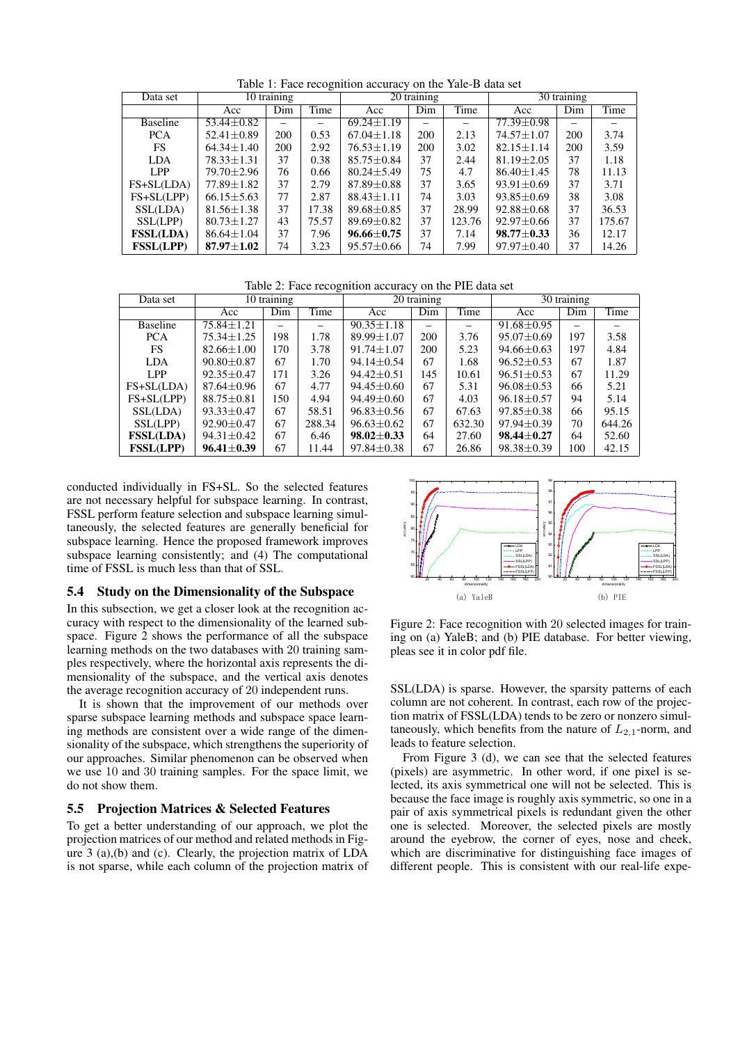Table 1: Face recognition accuracy on the Yale-B data set

| Data set | 10 training | | | 20 training | | | 30 training | | |
|---|---|---|---|---|---|---|---|---|---|
| | Acc | Dim | Time | Acc | Dim | Time | Acc | Dim | Time |
| Baseline | 53.44±0.82 | – | – | 69.24±1.19 | – | – | 77.39±0.98 | – | – |
| PCA | 52.41±0.89 | 200 | 0.53 | 67.04±1.18 | 200 | 2.13 | 74.57±1.07 | 200 | 3.74 |
| FS | 64.34±1.40 | 200 | 2.92 | 76.53±1.19 | 200 | 3.02 | 82.15±1.14 | 200 | 3.59 |
| LDA | 78.33±1.31 | 37 | 0.38 | 85.75±0.84 | 37 | 2.44 | 81.19±2.05 | 37 | 1.18 |
| LPP | 79.70±2.96 | 76 | 0.66 | 80.24±5.49 | 75 | 4.7 | 86.40±1.45 | 78 | 11.13 |
| FS+SL(LDA) | 77.89±1.82 | 37 | 2.79 | 87.89±0.88 | 37 | 3.65 | 93.91±0.69 | 37 | 3.71 |
| FS+SL(LPP) | 66.15±5.63 | 77 | 2.87 | 88.43±1.11 | 74 | 3.03 | 93.85±0.69 | 38 | 3.08 |
| SSL(LDA) | 81.56±1.38 | 37 | 17.38 | 89.68±0.85 | 37 | 28.99 | 92.88±0.68 | 37 | 36.53 |
| SSL(LPP) | 80.73±1.27 | 43 | 75.57 | 89.69±0.82 | 37 | 123.76 | 92.97±0.66 | 37 | 175.67 |
| **FSSL(LDA)** | 86.64±1.04 | 37 | 7.96 | **96.66±0.75** | 37 | 7.14 | **98.77±0.33** | 36 | 12.17 |
| **FSSL(LPP)** | **87.97±1.02** | 74 | 3.23 | 95.57±0.66 | 74 | 7.99 | 97.97±0.40 | 37 | 14.26 |

Table 2: Face recognition accuracy on the PIE data set

| Data set | 10 training | | | 20 training | | | 30 training | | |
|---|---|---|---|---|---|---|---|---|---|
| | Acc | Dim | Time | Acc | Dim | Time | Acc | Dim | Time |
| Baseline | 75.84±1.21 | – | – | 90.35±1.18 | – | – | 91.68±0.95 | – | – |
| PCA | 75.34±1.25 | 198 | 1.78 | 89.99±1.07 | 200 | 3.76 | 95.07±0.69 | 197 | 3.58 |
| FS | 82.66±1.00 | 170 | 3.78 | 91.74±1.07 | 200 | 5.23 | 94.66±0.63 | 197 | 4.84 |
| LDA | 90.80±0.87 | 67 | 1.70 | 94.14±0.54 | 67 | 1.68 | 96.52±0.53 | 67 | 1.87 |
| LPP | 92.35±0.47 | 171 | 3.26 | 94.42±0.51 | 145 | 10.61 | 96.51±0.53 | 67 | 11.29 |
| FS+SL(LDA) | 87.64±0.96 | 67 | 4.77 | 94.45±0.60 | 67 | 5.31 | 96.08±0.53 | 66 | 5.21 |
| FS+SL(LPP) | 88.75±0.81 | 150 | 4.94 | 94.49±0.60 | 67 | 4.03 | 96.18±0.57 | 94 | 5.14 |
| SSL(LDA) | 93.33±0.47 | 67 | 58.51 | 96.83±0.56 | 67 | 67.63 | 97.85±0.38 | 66 | 95.15 |
| SSL(LPP) | 92.90±0.47 | 67 | 288.34 | 96.63±0.62 | 67 | 632.30 | 97.94±0.39 | 70 | 644.26 |
| **FSSL(LDA)** | 94.31±0.42 | 67 | 6.46 | **98.02±0.33** | 64 | 27.60 | **98.44±0.27** | 64 | 52.60 |
| **FSSL(LPP)** | **96.41±0.39** | 67 | 11.44 | 97.84±0.38 | 67 | 26.86 | 98.38±0.39 | 100 | 42.15 |

conducted individually in FS+SL. So the selected features are not necessary helpful for subspace learning. In contrast, FSSL perform feature selection and subspace learning simultaneously, the selected features are generally beneficial for subspace learning. Hence the proposed framework improves subspace learning consistently; and (4) The computational time of FSSL is much less than that of SSL.

### 5.4 Study on the Dimensionality of the Subspace

In this subsection, we get a closer look at the recognition accuracy with respect to the dimensionality of the learned subspace. Figure 2 shows the performance of all the subspace learning methods on the two databases with 20 training samples respectively, where the horizontal axis represents the dimensionality of the subspace, and the vertical axis denotes the average recognition accuracy of 20 independent runs.

It is shown that the improvement of our methods over sparse subspace learning methods and subspace space learning methods are consistent over a wide range of the dimensionality of the subspace, which strengthens the superiority of our approaches. Similar phenomenon can be observed when we use 10 and 30 training samples. For the space limit, we do not show them.

### 5.5 Projection Matrices & Selected Features

To get a better understanding of our approach, we plot the projection matrices of our method and related methods in Figure 3 (a),(b) and (c). Clearly, the projection matrix of LDA is not sparse, while each column of the projection matrix of

(a) YaleB (b) PIE

Figure 2: Face recognition with 20 selected images for training on (a) YaleB; and (b) PIE database. For better viewing, pleas see it in color pdf file.

SSL(LDA) is sparse. However, the sparsity patterns of each column are not coherent. In contrast, each row of the projection matrix of FSSL(LDA) tends to be zero or nonzero simultaneously, which benefits from the nature of $L_{2,1}$-norm, and leads to feature selection.

From Figure 3 (d), we can see that the selected features (pixels) are asymmetric. In other word, if one pixel is selected, its axis symmetrical one will not be selected. This is because the face image is roughly axis symmetric, so one in a pair of axis symmetrical pixels is redundant given the other one is selected. Moreover, the selected pixels are mostly around the eyebrow, the corner of eyes, nose and cheek, which are discriminative for distinguishing face images of different people. This is consistent with our real-life expe-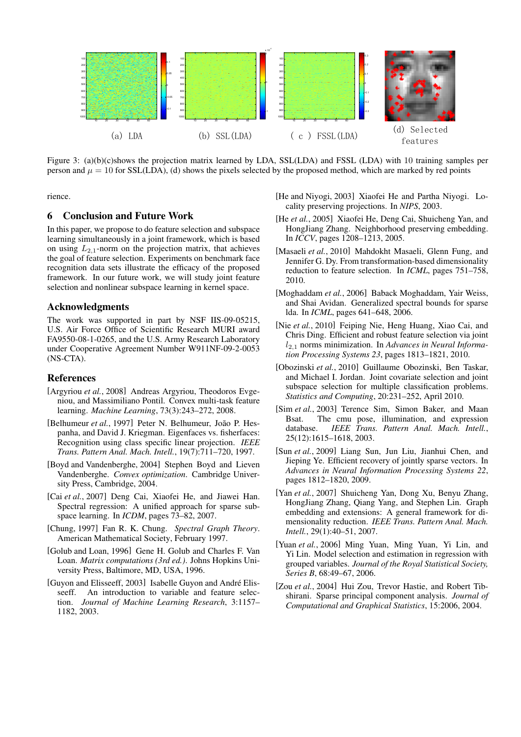(a) LDA

(b) SSL(LDA)

(c) FSSL(LDA)

(d) Selected features

Figure 3: (a)(b)(c)shows the projection matrix learned by LDA, SSL(LDA) and FSSL (LDA) with 10 training samples per person and $\mu = 10$ for SSL(LDA), (d) shows the pixels selected by the proposed method, which are marked by red points

rience.

## 6 Conclusion and Future Work

In this paper, we propose to do feature selection and subspace learning simultaneously in a joint framework, which is based on using $L_{2,1}$-norm on the projection matrix, that achieves the goal of feature selection. Experiments on benchmark face recognition data sets illustrate the efficacy of the proposed framework. In our future work, we will study joint feature selection and nonlinear subspace learning in kernel space.

## Acknowledgments

The work was supported in part by NSF IIS-09-05215, U.S. Air Force Office of Scientific Research MURI award FA9550-08-1-0265, and the U.S. Army Research Laboratory under Cooperative Agreement Number W911NF-09-2-0053 (NS-CTA).

## References

[Argyriou *et al.*, 2008] Andreas Argyriou, Theodoros Evgeniou, and Massimiliano Pontil. Convex multi-task feature learning. *Machine Learning*, 73(3):243–272, 2008.

[Belhumeur *et al.*, 1997] Peter N. Belhumeur, João P. Hespanha, and David J. Kriegman. Eigenfaces vs. fisherfaces: Recognition using class specific linear projection. *IEEE Trans. Pattern Anal. Mach. Intell.*, 19(7):711–720, 1997.

[Boyd and Vandenberghe, 2004] Stephen Boyd and Lieven Vandenberghe. *Convex optimization*. Cambridge University Press, Cambridge, 2004.

[Cai *et al.*, 2007] Deng Cai, Xiaofei He, and Jiawei Han. Spectral regression: A unified approach for sparse subspace learning. In *ICDM*, pages 73–82, 2007.

[Chung, 1997] Fan R. K. Chung. *Spectral Graph Theory*. American Mathematical Society, February 1997.

[Golub and Loan, 1996] Gene H. Golub and Charles F. Van Loan. *Matrix computations (3rd ed.)*. Johns Hopkins University Press, Baltimore, MD, USA, 1996.

[Guyon and Elisseeff, 2003] Isabelle Guyon and André Elisseeff. An introduction to variable and feature selection. *Journal of Machine Learning Research*, 3:1157–1182, 2003.

[He and Niyogi, 2003] Xiaofei He and Partha Niyogi. Locality preserving projections. In *NIPS*, 2003.

[He *et al.*, 2005] Xiaofei He, Deng Cai, Shuicheng Yan, and HongJiang Zhang. Neighborhood preserving embedding. In *ICCV*, pages 1208–1213, 2005.

[Masaeli *et al.*, 2010] Mahdokht Masaeli, Glenn Fung, and Jennifer G. Dy. From transformation-based dimensionality reduction to feature selection. In *ICML*, pages 751–758, 2010.

[Moghaddam *et al.*, 2006] Baback Moghaddam, Yair Weiss, and Shai Avidan. Generalized spectral bounds for sparse lda. In *ICML*, pages 641–648, 2006.

[Nie *et al.*, 2010] Feiping Nie, Heng Huang, Xiao Cai, and Chris Ding. Efficient and robust feature selection via joint $l_{2,1}$ norms minimization. In *Advances in Neural Information Processing Systems 23*, pages 1813–1821, 2010.

[Obozinski *et al.*, 2010] Guillaume Obozinski, Ben Taskar, and Michael I. Jordan. Joint covariate selection and joint subspace selection for multiple classification problems. *Statistics and Computing*, 20:231–252, April 2010.

[Sim *et al.*, 2003] Terence Sim, Simon Baker, and Maan Bsat. The cmu pose, illumination, and expression database. *IEEE Trans. Pattern Anal. Mach. Intell.*, 25(12):1615–1618, 2003.

[Sun *et al.*, 2009] Liang Sun, Jun Liu, Jianhui Chen, and Jieping Ye. Efficient recovery of jointly sparse vectors. In *Advances in Neural Information Processing Systems 22*, pages 1812–1820, 2009.

[Yan *et al.*, 2007] Shuicheng Yan, Dong Xu, Benyu Zhang, HongJiang Zhang, Qiang Yang, and Stephen Lin. Graph embedding and extensions: A general framework for dimensionality reduction. *IEEE Trans. Pattern Anal. Mach. Intell.*, 29(1):40–51, 2007.

[Yuan *et al.*, 2006] Ming Yuan, Ming Yuan, Yi Lin, and Yi Lin. Model selection and estimation in regression with grouped variables. *Journal of the Royal Statistical Society, Series B*, 68:49–67, 2006.

[Zou *et al.*, 2004] Hui Zou, Trevor Hastie, and Robert Tibshirani. Sparse principal component analysis. *Journal of Computational and Graphical Statistics*, 15:2006, 2004.